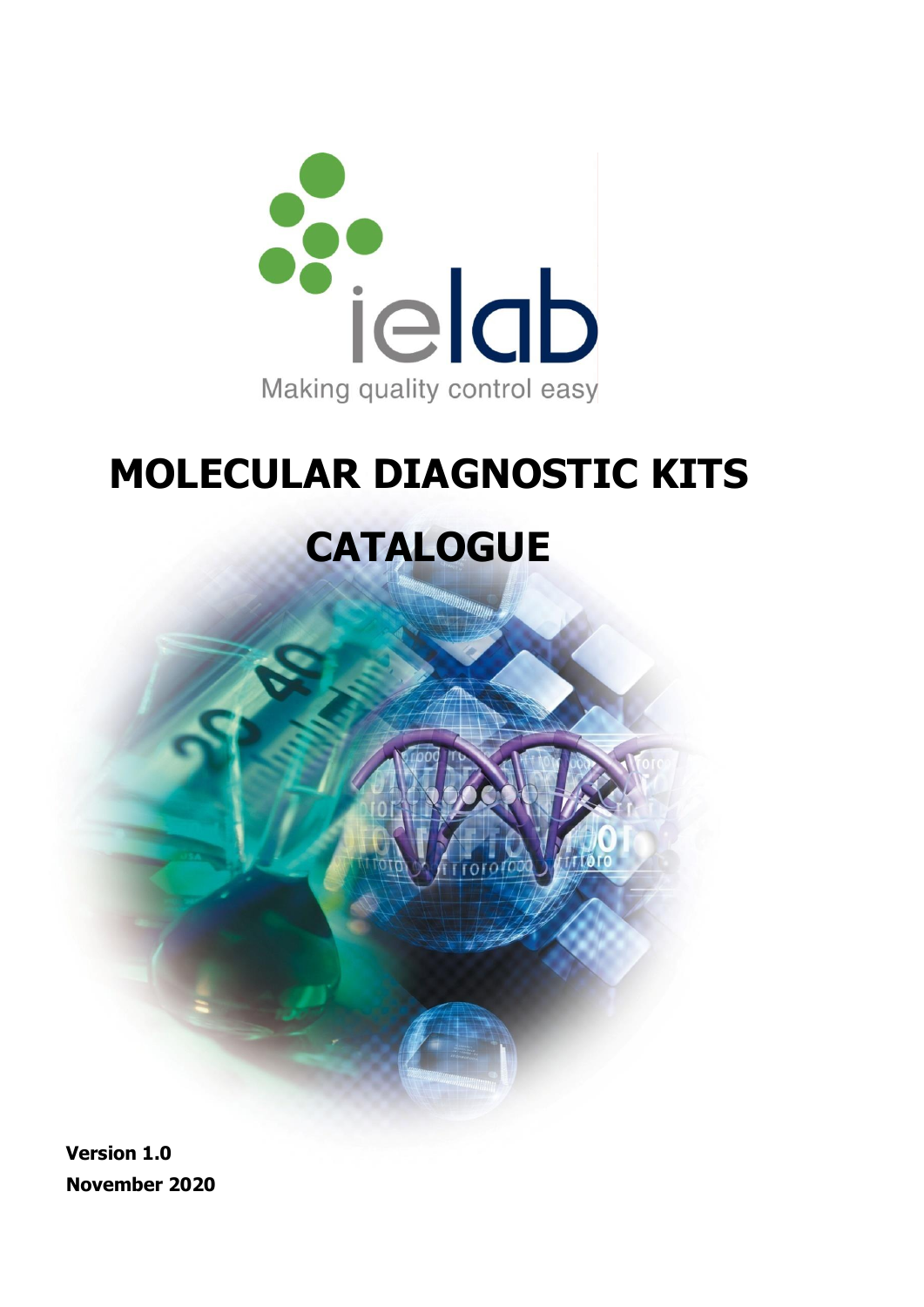ielab

Making quality control easy

# MOLECULAR DIAGNOSTIC KITS

# CATALOGUE

**Version 1.0**

**November 2020**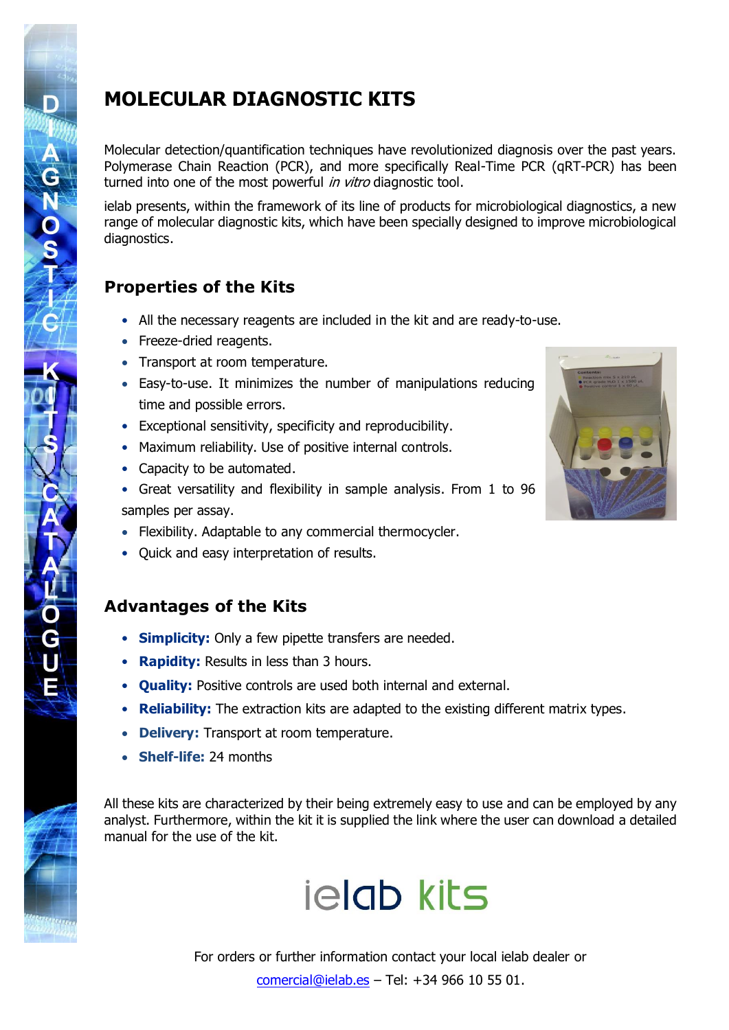# MOLECULAR DIAGNOSTIC KITS

Molecular detection/quantification techniques have revolutionized diagnosis over the past years. Polymerase Chain Reaction (PCR), and more specifically Real-Time PCR (qRT-PCR) has been turned into one of the most powerful *in vitro* diagnostic tool.

ielab presents, within the framework of its line of products for microbiological diagnostics, a new range of molecular diagnostic kits, which have been specially designed to improve microbiological diagnostics.

## Properties of the Kits

- All the necessary reagents are included in the kit and are ready-to-use.
- Freeze-dried reagents.
- Transport at room temperature.
- Easy-to-use. It minimizes the number of manipulations reducing time and possible errors.
- Exceptional sensitivity, specificity and reproducibility.
- Maximum reliability. Use of positive internal controls.
- Capacity to be automated.
- Great versatility and flexibility in sample analysis. From 1 to 96 samples per assay.
- Flexibility. Adaptable to any commercial thermocycler.
- Quick and easy interpretation of results.

## Advantages of the Kits

- **Simplicity:** Only a few pipette transfers are needed.
- **Rapidity:** Results in less than 3 hours.
- **Quality:** Positive controls are used both internal and external.
- **Reliability:** The extraction kits are adapted to the existing different matrix types.
- **Delivery:** Transport at room temperature.
- **Shelf-life:** 24 months

All these kits are characterized by their being extremely easy to use and can be employed by any analyst. Furthermore, within the kit it is supplied the link where the user can download a detailed manual for the use of the kit.

ielab kits

For orders or further information contact your local ielab dealer or comercial@ielab.es – Tel: +34 966 10 55 01.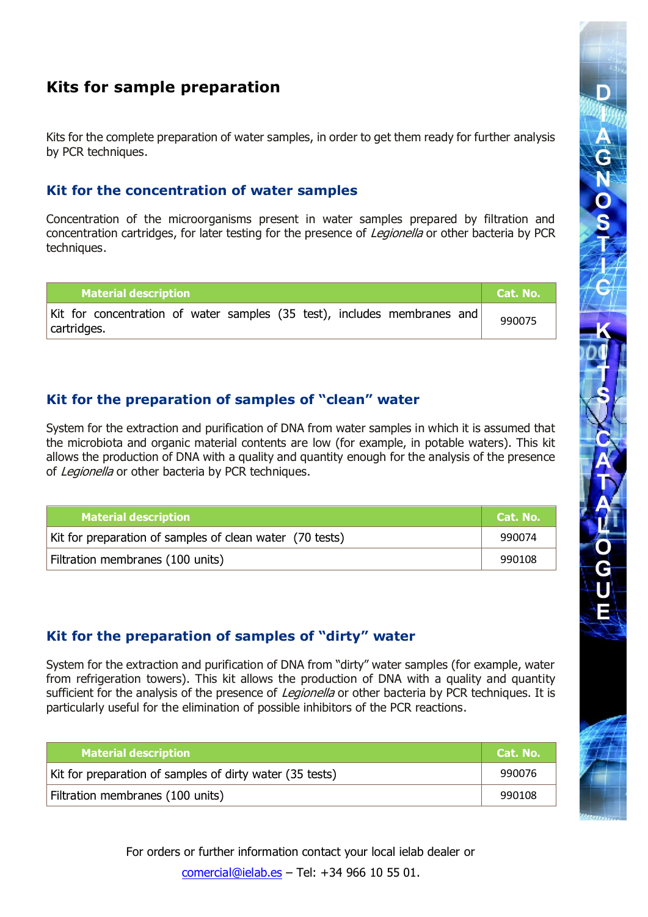# Kits for sample preparation

Kits for the complete preparation of water samples, in order to get them ready for further analysis by PCR techniques.

## Kit for the concentration of water samples

Concentration of the microorganisms present in water samples prepared by filtration and concentration cartridges, for later testing for the presence of *Legionella* or other bacteria by PCR techniques.

| Material description | Cat. No. |
|---|---|
| Kit for concentration of water samples (35 test), includes membranes and cartridges. | 990075 |

## Kit for the preparation of samples of "clean" water

System for the extraction and purification of DNA from water samples in which it is assumed that the microbiota and organic material contents are low (for example, in potable waters). This kit allows the production of DNA with a quality and quantity enough for the analysis of the presence of *Legionella* or other bacteria by PCR techniques.

| Material description | Cat. No. |
|---|---|
| Kit for preparation of samples of clean water (70 tests) | 990074 |
| Filtration membranes (100 units) | 990108 |

## Kit for the preparation of samples of "dirty" water

System for the extraction and purification of DNA from "dirty" water samples (for example, water from refrigeration towers). This kit allows the production of DNA with a quality and quantity sufficient for the analysis of the presence of *Legionella* or other bacteria by PCR techniques. It is particularly useful for the elimination of possible inhibitors of the PCR reactions.

| Material description | Cat. No. |
|---|---|
| Kit for preparation of samples of dirty water (35 tests) | 990076 |
| Filtration membranes (100 units) | 990108 |

For orders or further information contact your local ielab dealer or comercial@ielab.es – Tel: +34 966 10 55 01.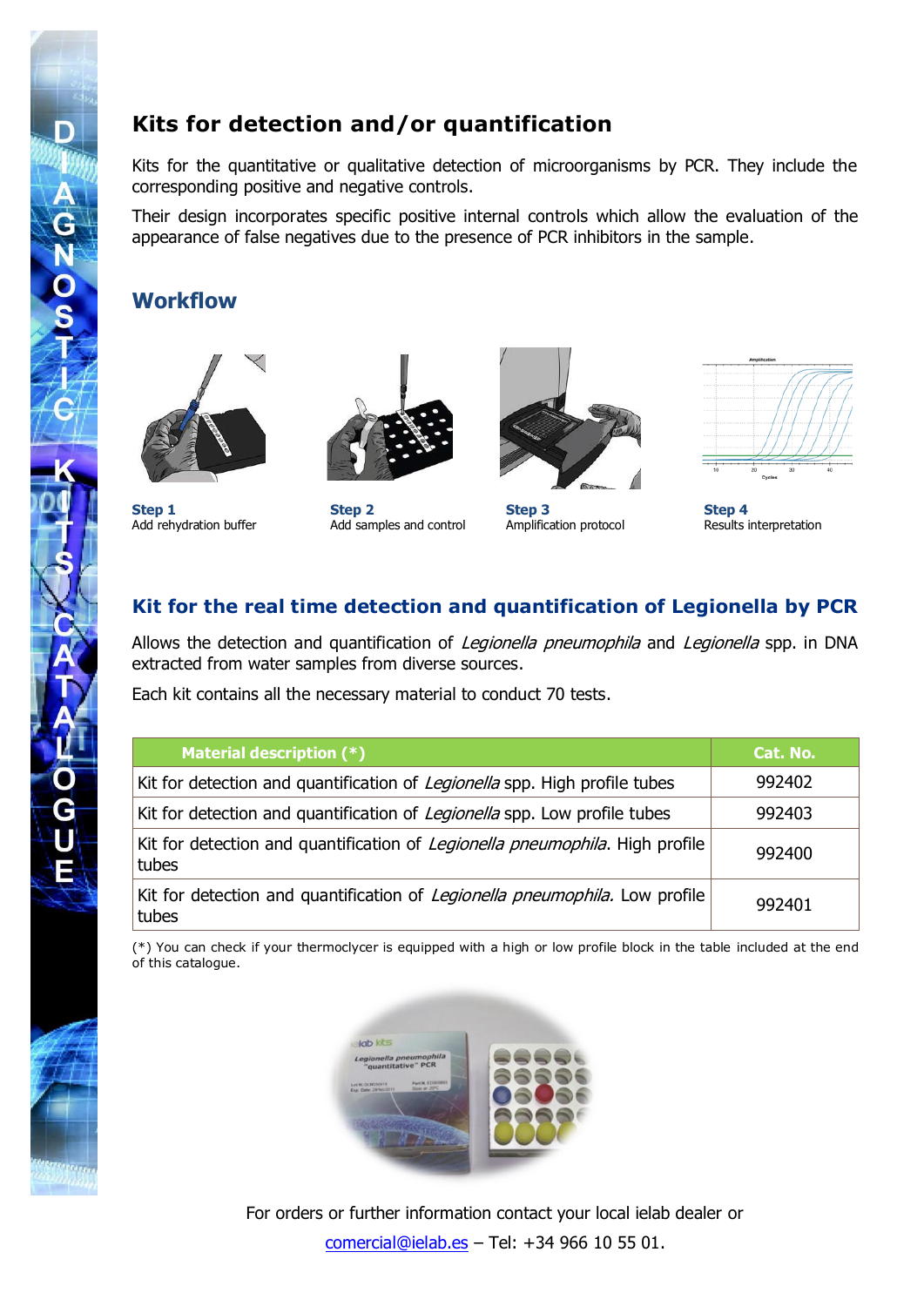## Kits for detection and/or quantification

Kits for the quantitative or qualitative detection of microorganisms by PCR. They include the corresponding positive and negative controls.

Their design incorporates specific positive internal controls which allow the evaluation of the appearance of false negatives due to the presence of PCR inhibitors in the sample.

### Workflow

**Step 1**
Add rehydration buffer

**Step 2**
Add samples and control

**Step 3**
Amplification protocol

**Step 4**
Results interpretation

### Kit for the real time detection and quantification of Legionella by PCR

Allows the detection and quantification of *Legionella pneumophila* and *Legionella* spp. in DNA extracted from water samples from diverse sources.

Each kit contains all the necessary material to conduct 70 tests.

| Material description (*) | Cat. No. |
|---|---|
| Kit for detection and quantification of *Legionella* spp. High profile tubes | 992402 |
| Kit for detection and quantification of *Legionella* spp. Low profile tubes | 992403 |
| Kit for detection and quantification of *Legionella pneumophila*. High profile tubes | 992400 |
| Kit for detection and quantification of *Legionella pneumophila.* Low profile tubes | 992401 |

(*) You can check if your thermoclycer is equipped with a high or low profile block in the table included at the end of this catalogue.

For orders or further information contact your local ielab dealer or comercial@ielab.es – Tel: +34 966 10 55 01.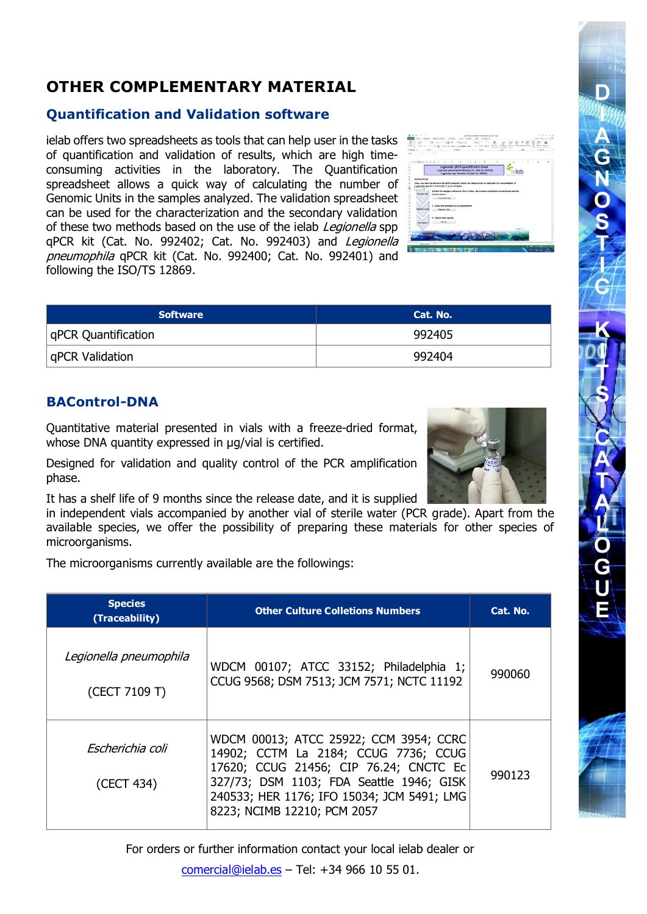# OTHER COMPLEMENTARY MATERIAL

## Quantification and Validation software

ielab offers two spreadsheets as tools that can help user in the tasks of quantification and validation of results, which are high time-consuming activities in the laboratory. The Quantification spreadsheet allows a quick way of calculating the number of Genomic Units in the samples analyzed. The validation spreadsheet can be used for the characterization and the secondary validation of these two methods based on the use of the ielab *Legionella* spp qPCR kit (Cat. No. 992402; Cat. No. 992403) and *Legionella pneumophila* qPCR kit (Cat. No. 992400; Cat. No. 992401) and following the ISO/TS 12869.

| Software | Cat. No. |
|---|---|
| qPCR Quantification | 992405 |
| qPCR Validation | 992404 |

## BAControl-DNA

Quantitative material presented in vials with a freeze-dried format, whose DNA quantity expressed in µg/vial is certified.

Designed for validation and quality control of the PCR amplification phase.

It has a shelf life of 9 months since the release date, and it is supplied in independent vials accompanied by another vial of sterile water (PCR grade). Apart from the available species, we offer the possibility of preparing these materials for other species of microorganisms.

The microorganisms currently available are the followings:

| Species (Traceability) | Other Culture Coletions Numbers | Cat. No. |
|---|---|---|
| *Legionella pneumophila* (CECT 7109 T) | WDCM 00107; ATCC 33152; Philadelphia 1; CCUG 9568; DSM 7513; JCM 7571; NCTC 11192 | 990060 |
| *Escherichia coli* (CECT 434) | WDCM 00013; ATCC 25922; CCM 3954; CCRC 14902; CCTM La 2184; CCUG 7736; CCUG 17620; CCUG 21456; CIP 76.24; CNCTC Ec 327/73; DSM 1103; FDA Seattle 1946; GISK 240533; HER 1176; IFO 15034; JCM 5491; LMG 8223; NCIMB 12210; PCM 2057 | 990123 |

For orders or further information contact your local ielab dealer or comercial@ielab.es – Tel: +34 966 10 55 01.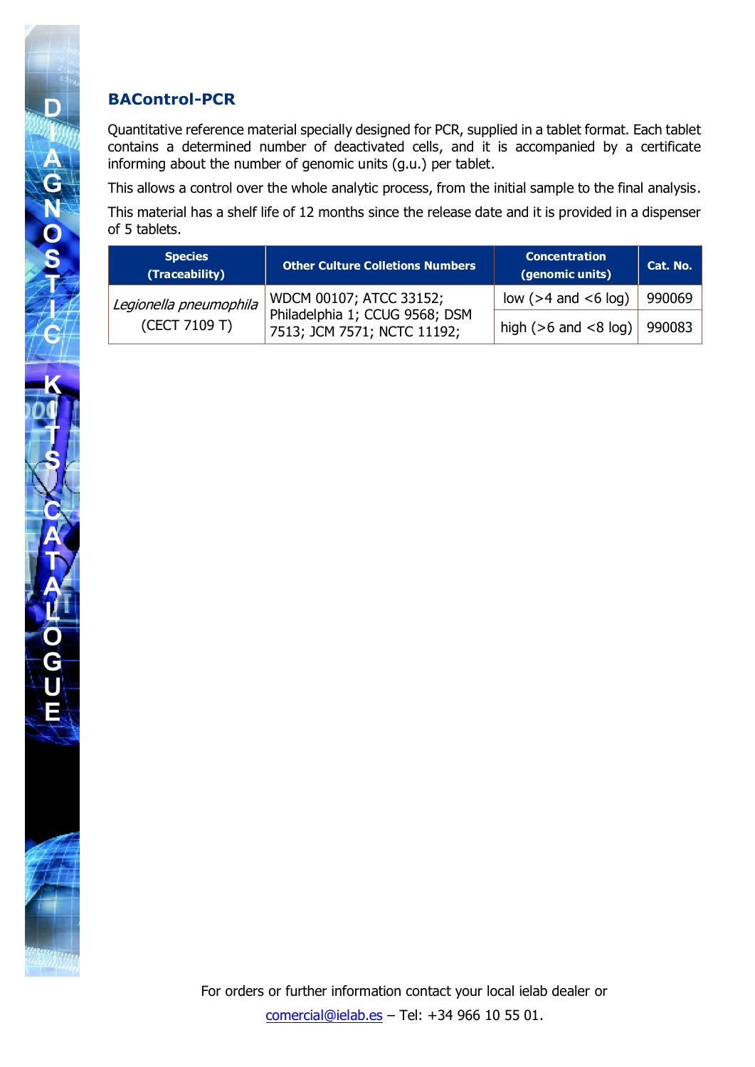## BAControl-PCR

Quantitative reference material specially designed for PCR, supplied in a tablet format. Each tablet contains a determined number of deactivated cells, and it is accompanied by a certificate informing about the number of genomic units (g.u.) per tablet.

This allows a control over the whole analytic process, from the initial sample to the final analysis.

This material has a shelf life of 12 months since the release date and it is provided in a dispenser of 5 tablets.

| Species (Traceability) | Other Culture Colletions Numbers | Concentration (genomic units) | Cat. No. |
|---|---|---|---|
| *Legionella pneumophila* (CECT 7109 T) | WDCM 00107; ATCC 33152; Philadelphia 1; CCUG 9568; DSM 7513; JCM 7571; NCTC 11192; | low (>4 and <6 log) | 990069 |
| | | high (>6 and <8 log) | 990083 |

For orders or further information contact your local ielab dealer or comercial@ielab.es – Tel: +34 966 10 55 01.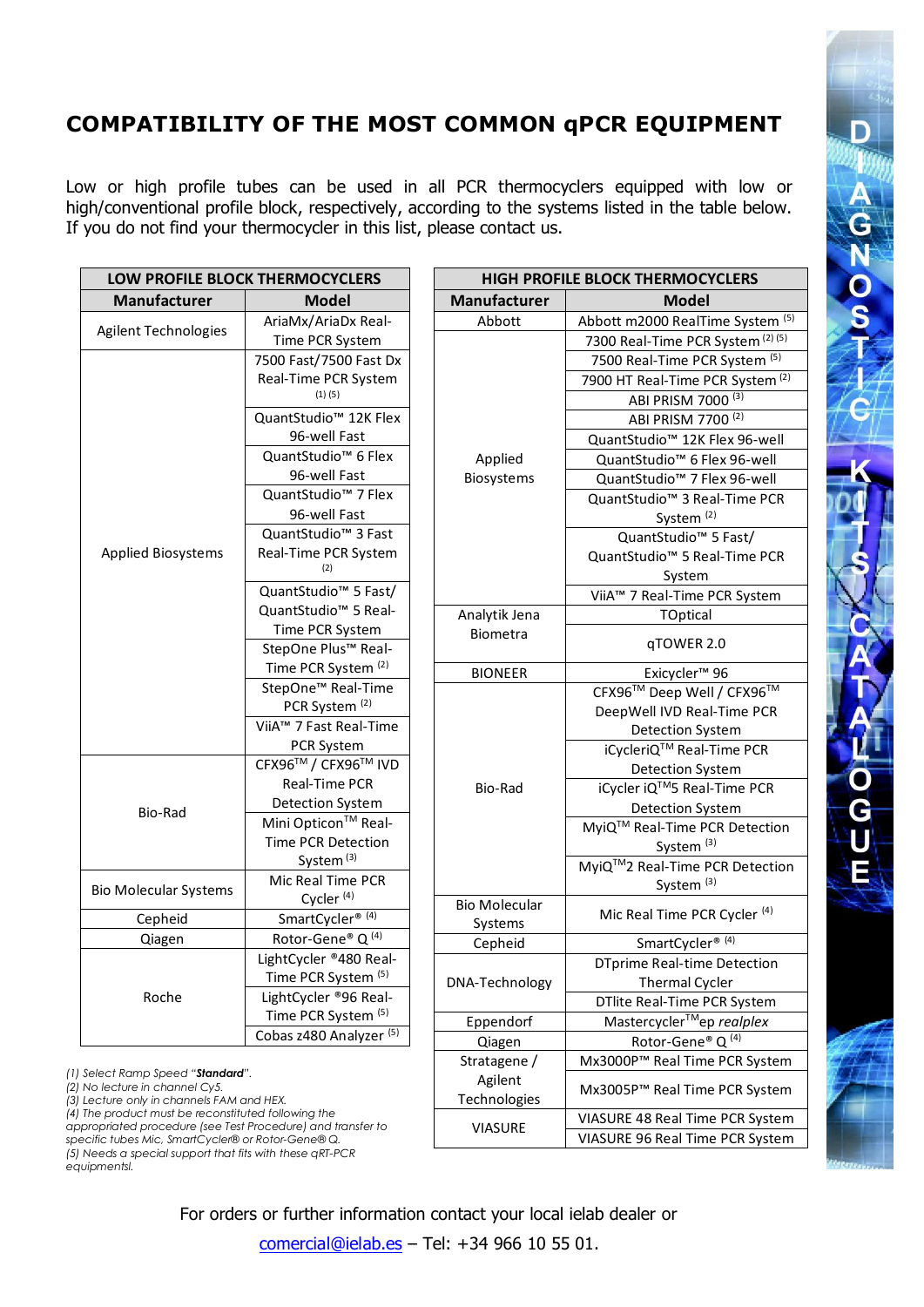# COMPATIBILITY OF THE MOST COMMON qPCR EQUIPMENT

Low or high profile tubes can be used in all PCR thermocyclers equipped with low or high/conventional profile block, respectively, according to the systems listed in the table below. If you do not find your thermocycler in this list, please contact us.

| LOW PROFILE BLOCK THERMOCYCLERS | |
|---|---|
| **Manufacturer** | **Model** |
| Agilent Technologies | AriaMx/AriaDx Real-Time PCR System |
| Applied Biosystems | 7500 Fast/7500 Fast Dx Real-Time PCR System (1) (5) |
| | QuantStudio™ 12K Flex 96-well Fast |
| | QuantStudio™ 6 Flex 96-well Fast |
| | QuantStudio™ 7 Flex 96-well Fast |
| | QuantStudio™ 3 Fast Real-Time PCR System (2) |
| | QuantStudio™ 5 Fast/ QuantStudio™ 5 Real-Time PCR System |
| | StepOne Plus™ Real-Time PCR System (2) |
| | StepOne™ Real-Time PCR System (2) |
| | ViiA™ 7 Fast Real-Time PCR System |
| Bio-Rad | CFX96™ / CFX96™ IVD Real-Time PCR Detection System |
| | Mini Opticon™ Real-Time PCR Detection System (3) |
| Bio Molecular Systems | Mic Real Time PCR Cycler (4) |
| Cepheid | SmartCycler® (4) |
| Qiagen | Rotor-Gene® Q (4) |
| Roche | LightCycler ®480 Real-Time PCR System (5) |
| | LightCycler ®96 Real-Time PCR System (5) |
| | Cobas z480 Analyzer (5) |

| HIGH PROFILE BLOCK THERMOCYCLERS | |
|---|---|
| **Manufacturer** | **Model** |
| Abbott | Abbott m2000 RealTime System (5) |
| Applied Biosystems | 7300 Real-Time PCR System (2) (5) |
| | 7500 Real-Time PCR System (5) |
| | 7900 HT Real-Time PCR System (2) |
| | ABI PRISM 7000 (3) |
| | ABI PRISM 7700 (2) |
| | QuantStudio™ 12K Flex 96-well |
| | QuantStudio™ 6 Flex 96-well |
| | QuantStudio™ 7 Flex 96-well |
| | QuantStudio™ 3 Real-Time PCR System (2) |
| | QuantStudio™ 5 Fast/ QuantStudio™ 5 Real-Time PCR System |
| | ViiA™ 7 Real-Time PCR System |
| Analytik Jena Biometra | TOptical |
| | qTOWER 2.0 |
| BIONEER | Exicycler™ 96 |
| Bio-Rad | CFX96™ Deep Well / CFX96™ DeepWell IVD Real-Time PCR Detection System |
| | iCycleriQ™ Real-Time PCR Detection System |
| | iCycler iQ™5 Real-Time PCR Detection System |
| | MyiQ™ Real-Time PCR Detection System (3) |
| | MyiQ™2 Real-Time PCR Detection System (3) |
| Bio Molecular Systems | Mic Real Time PCR Cycler (4) |
| Cepheid | SmartCycler® (4) |
| DNA-Technology | DTprime Real-time Detection Thermal Cycler |
| | DTlite Real-Time PCR System |
| Eppendorf | Mastercycler™ep *realplex* |
| Qiagen | Rotor-Gene® Q (4) |
| Stratagene / Agilent Technologies | Mx3000P™ Real Time PCR System |
| | Mx3005P™ Real Time PCR System |
| VIASURE | VIASURE 48 Real Time PCR System |
| | VIASURE 96 Real Time PCR System |

*(1) Select Ramp Speed "**Standard**".*
*(2) No lecture in channel Cy5.*
*(3) Lecture only in channels FAM and HEX.*
*(4) The product must be reconstituted following the appropriated procedure (see Test Procedure) and transfer to specific tubes Mic, SmartCycler® or Rotor-Gene® Q.*
*(5) Needs a special support that fits with these qRT-PCR equipmentsl.*

For orders or further information contact your local ielab dealer or

comercial@ielab.es – Tel: +34 966 10 55 01.